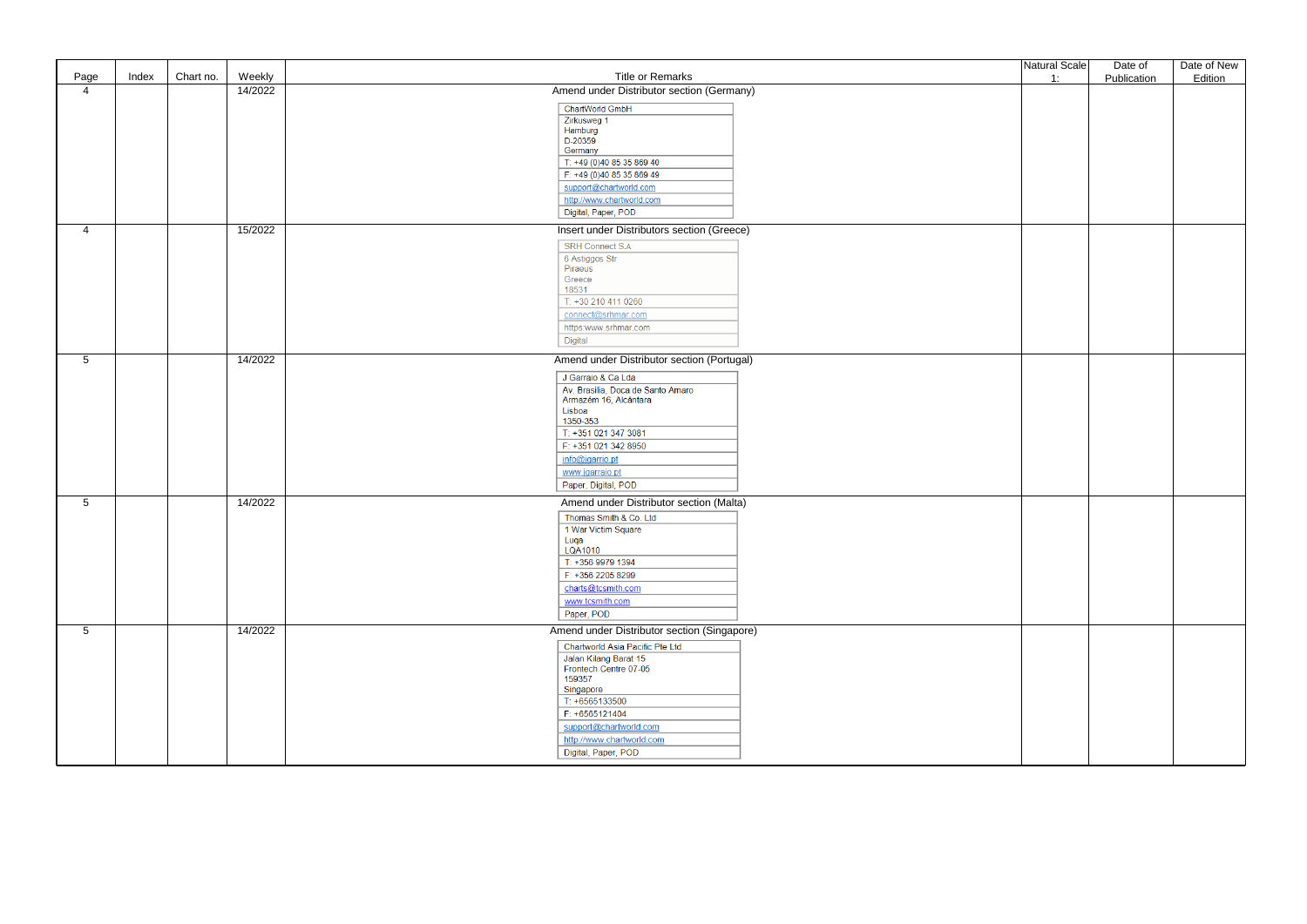| Page | Index | Chart no. | Weekly | Title or Remarks | Natural Scale 1: | Date of Publication | Date of New Edition |
|---|---|---|---|---|---|---|---|
| 4 | | | 14/2022 | Amend under Distributor section (Germany)<br><br>ChartWorld GmbH<br>Zirkusweg 1<br>Hamburg<br>D-20359<br>Germany<br>T: +49 (0)40 85 35 869 40<br>F: +49 (0)40 85 35 869 49<br>support@chartworld.com<br>http://www.chartworld.com<br>Digital, Paper, POD | | | |
| 4 | | | 15/2022 | Insert under Distributors section (Greece)<br><br>SRH Connect S.A<br>6 Astiggos Str<br>Piraeus<br>Greece<br>18531<br>T: +30 210 411 0260<br>connect@srhmar.com<br>https:www.srhmar.com<br>Digital | | | |
| 5 | | | 14/2022 | Amend under Distributor section (Portugal)<br><br>J Garraio & Ca Lda<br>Av. Brasilia, Doca de Santo Amaro<br>Armazém 16, Alcântara<br>Lisboa<br>1350-353<br>T: +351 021 347 3081<br>F: +351 021 342 8950<br>info@jgarrio.pt<br>www.jgarraio.pt<br>Paper, Digital, POD | | | |
| 5 | | | 14/2022 | Amend under Distributor section (Malta)<br><br>Thomas Smith & Co. Ltd<br>1 War Victim Square<br>Luqa<br>LQA1010<br>T: +356 9979 1394<br>F: +356 2205 8299<br>charts@tcsmith.com<br>www.tcsmith.com<br>Paper, POD | | | |
| 5 | | | 14/2022 | Amend under Distributor section (Singapore)<br><br>Chartworld Asia Pacific Pte Ltd<br>Jalan Kilang Barat 15<br>Frontech Centre 07-05<br>159357<br>Singapore<br>T: +6565133500<br>F: +6565121404<br>support@chartworld.com<br>http://www.chartworld.com<br>Digital, Paper, POD | | | |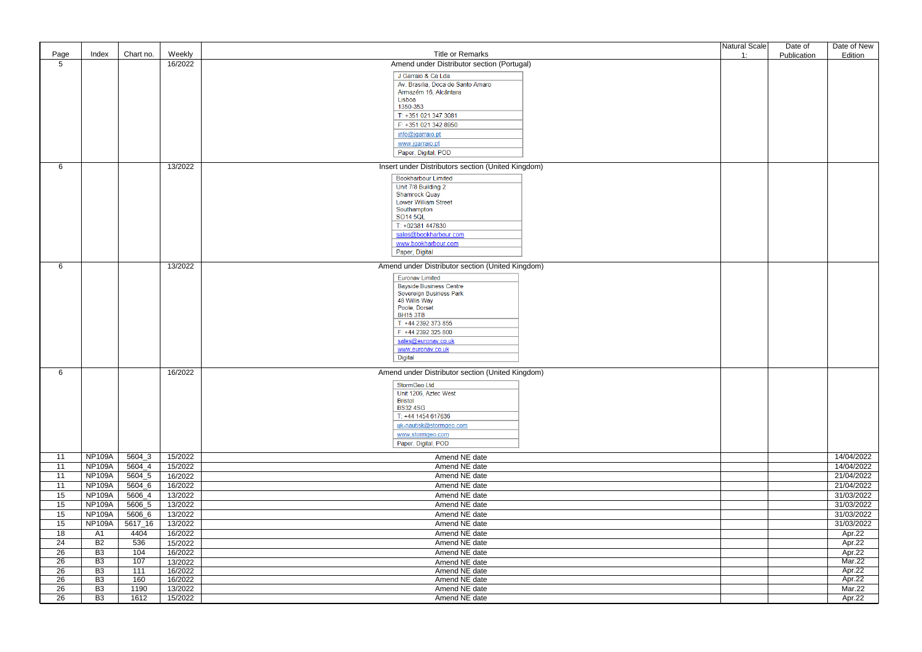| Page | Index | Chart no. | Weekly | Title or Remarks | Natural Scale 1: | Date of Publication | Date of New Edition |
|---|---|---|---|---|---|---|---|
| 5 | | | 16/2022 | Amend under Distributor section (Portugal)<br>J Garraio & Ca Lda<br>Av. Brasilia, Doca de Santo Amaro<br>Armazém 16, Alcântara<br>Lisboa<br>1350-353<br>T: +351 021 347 3081<br>F: +351 021 342 8950<br>info@jgarraio.pt<br>www.jgarraio.pt<br>Paper, Digital, POD | | | |
| 6 | | | 13/2022 | Insert under Distributors section (United Kingdom)<br>Bookharbour Limited<br>Unit 7/8 Building 2<br>Shamrock Quay<br>Lower William Street<br>Southampton<br>SO14 5QL<br>T: +02381 447830<br>sales@bookharbour.com<br>www.bookharbour.com<br>Paper, Digital | | | |
| 6 | | | 13/2022 | Amend under Distributor section (United Kingdom)<br>Euronav Limited<br>Bayside Business Centre<br>Sovereign Business Park<br>48 Willis Way<br>Poole, Dorset<br>BH15 3TB<br>T: +44 2392 373 855<br>F: +44 2392 325 800<br>sales@euronav.co.uk<br>www.euronav.co.uk<br>Digital | | | |
| 6 | | | 16/2022 | Amend under Distributor section (United Kingdom)<br>StormGeo Ltd<br>Unit 1206, Aztec West<br>Bristol<br>BS32 4SG<br>T: +44 1454 617636<br>uk-nautisk@stormgeo.com<br>www.stormgeo.com<br>Paper, Digital, POD | | | |
| 11 | NP109A | 5604_3 | 15/2022 | Amend NE date | | | 14/04/2022 |
| 11 | NP109A | 5604_4 | 15/2022 | Amend NE date | | | 14/04/2022 |
| 11 | NP109A | 5604_5 | 16/2022 | Amend NE date | | | 21/04/2022 |
| 11 | NP109A | 5604_6 | 16/2022 | Amend NE date | | | 21/04/2022 |
| 15 | NP109A | 5606_4 | 13/2022 | Amend NE date | | | 31/03/2022 |
| 15 | NP109A | 5606_5 | 13/2022 | Amend NE date | | | 31/03/2022 |
| 15 | NP109A | 5606_6 | 13/2022 | Amend NE date | | | 31/03/2022 |
| 15 | NP109A | 5617_16 | 13/2022 | Amend NE date | | | 31/03/2022 |
| 18 | A1 | 4404 | 16/2022 | Amend NE date | | | Apr.22 |
| 24 | B2 | 536 | 15/2022 | Amend NE date | | | Apr.22 |
| 26 | B3 | 104 | 16/2022 | Amend NE date | | | Apr.22 |
| 26 | B3 | 107 | 13/2022 | Amend NE date | | | Mar.22 |
| 26 | B3 | 111 | 16/2022 | Amend NE date | | | Apr.22 |
| 26 | B3 | 160 | 16/2022 | Amend NE date | | | Apr.22 |
| 26 | B3 | 1190 | 13/2022 | Amend NE date | | | Mar.22 |
| 26 | B3 | 1612 | 15/2022 | Amend NE date | | | Apr.22 |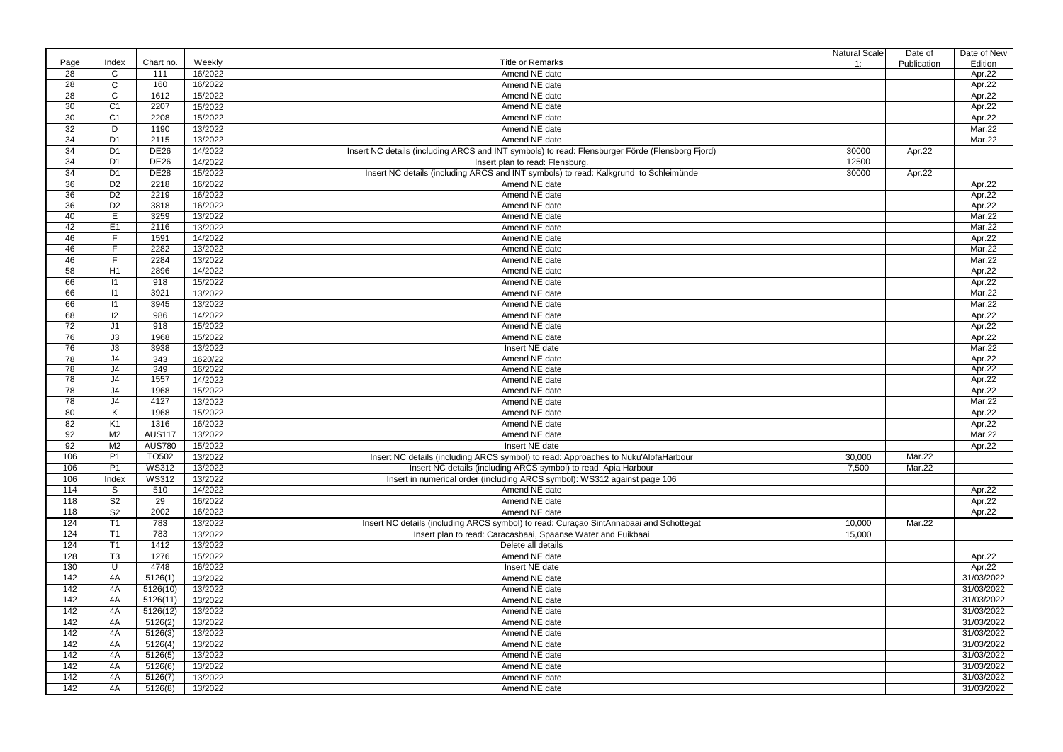| Page | Index | Chart no. | Weekly | Title or Remarks | Natural Scale 1: | Date of Publication | Date of New Edition |
|---|---|---|---|---|---|---|---|
| 28 | C | 111 | 16/2022 | Amend NE date | | | Apr.22 |
| 28 | C | 160 | 16/2022 | Amend NE date | | | Apr.22 |
| 28 | C | 1612 | 15/2022 | Amend NE date | | | Apr.22 |
| 30 | C1 | 2207 | 15/2022 | Amend NE date | | | Apr.22 |
| 30 | C1 | 2208 | 15/2022 | Amend NE date | | | Apr.22 |
| 32 | D | 1190 | 13/2022 | Amend NE date | | | Mar.22 |
| 34 | D1 | 2115 | 13/2022 | Amend NE date | | | Mar.22 |
| 34 | D1 | DE26 | 14/2022 | Insert NC details (including ARCS and INT symbols) to read: Flensburger Förde (Flensborg Fjord) | 30000 | Apr.22 | |
| 34 | D1 | DE26 | 14/2022 | Insert plan to read: Flensburg. | 12500 | | |
| 34 | D1 | DE28 | 15/2022 | Insert NC details (including ARCS and INT symbols) to read: Kalkgrund to Schleimünde | 30000 | Apr.22 | |
| 36 | D2 | 2218 | 16/2022 | Amend NE date | | | Apr.22 |
| 36 | D2 | 2219 | 16/2022 | Amend NE date | | | Apr.22 |
| 36 | D2 | 3818 | 16/2022 | Amend NE date | | | Apr.22 |
| 40 | E | 3259 | 13/2022 | Amend NE date | | | Mar.22 |
| 42 | E1 | 2116 | 13/2022 | Amend NE date | | | Mar.22 |
| 46 | F | 1591 | 14/2022 | Amend NE date | | | Apr.22 |
| 46 | F | 2282 | 13/2022 | Amend NE date | | | Mar.22 |
| 46 | F | 2284 | 13/2022 | Amend NE date | | | Mar.22 |
| 58 | H1 | 2896 | 14/2022 | Amend NE date | | | Apr.22 |
| 66 | I1 | 918 | 15/2022 | Amend NE date | | | Apr.22 |
| 66 | I1 | 3921 | 13/2022 | Amend NE date | | | Mar.22 |
| 66 | I1 | 3945 | 13/2022 | Amend NE date | | | Mar.22 |
| 68 | I2 | 986 | 14/2022 | Amend NE date | | | Apr.22 |
| 72 | J1 | 918 | 15/2022 | Amend NE date | | | Apr.22 |
| 76 | J3 | 1968 | 15/2022 | Amend NE date | | | Apr.22 |
| 76 | J3 | 3938 | 13/2022 | Insert NE date | | | Mar.22 |
| 78 | J4 | 343 | 1620/22 | Amend NE date | | | Apr.22 |
| 78 | J4 | 349 | 16/2022 | Amend NE date | | | Apr.22 |
| 78 | J4 | 1557 | 14/2022 | Amend NE date | | | Apr.22 |
| 78 | J4 | 1968 | 15/2022 | Amend NE date | | | Apr.22 |
| 78 | J4 | 4127 | 13/2022 | Amend NE date | | | Mar.22 |
| 80 | K | 1968 | 15/2022 | Amend NE date | | | Apr.22 |
| 82 | K1 | 1316 | 16/2022 | Amend NE date | | | Apr.22 |
| 92 | M2 | AUS117 | 13/2022 | Amend NE date | | | Mar.22 |
| 92 | M2 | AUS780 | 15/2022 | Insert NE date | | | Apr.22 |
| 106 | P1 | TO502 | 13/2022 | Insert NC details (including ARCS symbol) to read: Approaches to Nuku'AlofaHarbour | 30,000 | Mar.22 | |
| 106 | P1 | WS312 | 13/2022 | Insert NC details (including ARCS symbol) to read: Apia Harbour | 7,500 | Mar.22 | |
| 106 | Index | WS312 | 13/2022 | Insert in numerical order (including ARCS symbol): WS312 against page 106 | | | |
| 114 | S | 510 | 14/2022 | Amend NE date | | | Apr.22 |
| 118 | S2 | 29 | 16/2022 | Amend NE date | | | Apr.22 |
| 118 | S2 | 2002 | 16/2022 | Amend NE date | | | Apr.22 |
| 124 | T1 | 783 | 13/2022 | Insert NC details (including ARCS symbol) to read: Curaçao SintAnnabaai and Schottegat | 10,000 | Mar.22 | |
| 124 | T1 | 783 | 13/2022 | Insert plan to read: Caracasbaai, Spaanse Water and Fuikbaai | 15,000 | | |
| 124 | T1 | 1412 | 13/2022 | Delete all details | | | |
| 128 | T3 | 1276 | 15/2022 | Amend NE date | | | Apr.22 |
| 130 | U | 4748 | 16/2022 | Insert NE date | | | Apr.22 |
| 142 | 4A | 5126(1) | 13/2022 | Amend NE date | | | 31/03/2022 |
| 142 | 4A | 5126(10) | 13/2022 | Amend NE date | | | 31/03/2022 |
| 142 | 4A | 5126(11) | 13/2022 | Amend NE date | | | 31/03/2022 |
| 142 | 4A | 5126(12) | 13/2022 | Amend NE date | | | 31/03/2022 |
| 142 | 4A | 5126(2) | 13/2022 | Amend NE date | | | 31/03/2022 |
| 142 | 4A | 5126(3) | 13/2022 | Amend NE date | | | 31/03/2022 |
| 142 | 4A | 5126(4) | 13/2022 | Amend NE date | | | 31/03/2022 |
| 142 | 4A | 5126(5) | 13/2022 | Amend NE date | | | 31/03/2022 |
| 142 | 4A | 5126(6) | 13/2022 | Amend NE date | | | 31/03/2022 |
| 142 | 4A | 5126(7) | 13/2022 | Amend NE date | | | 31/03/2022 |
| 142 | 4A | 5126(8) | 13/2022 | Amend NE date | | | 31/03/2022 |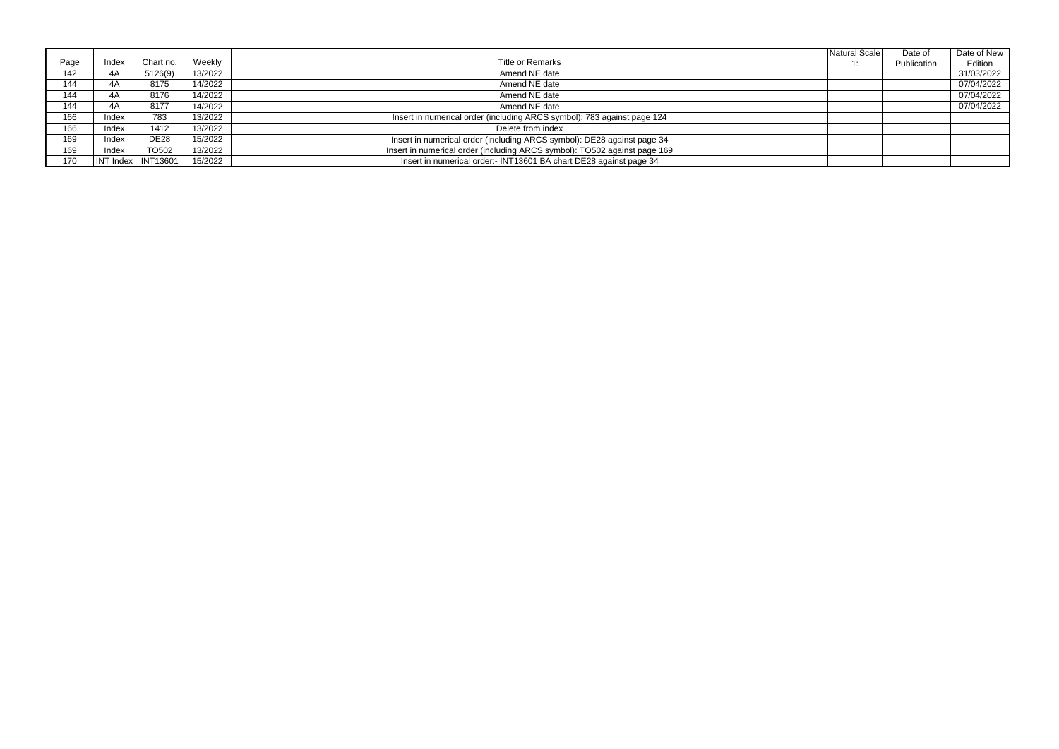| Page | Index | Chart no. | Weekly | Title or Remarks | Natural Scale 1: | Date of Publication | Date of New Edition |
|---|---|---|---|---|---|---|---|
| 142 | 4A | 5126(9) | 13/2022 | Amend NE date | | | 31/03/2022 |
| 144 | 4A | 8175 | 14/2022 | Amend NE date | | | 07/04/2022 |
| 144 | 4A | 8176 | 14/2022 | Amend NE date | | | 07/04/2022 |
| 144 | 4A | 8177 | 14/2022 | Amend NE date | | | 07/04/2022 |
| 166 | Index | 783 | 13/2022 | Insert in numerical order (including ARCS symbol): 783 against page 124 | | | |
| 166 | Index | 1412 | 13/2022 | Delete from index | | | |
| 169 | Index | DE28 | 15/2022 | Insert in numerical order (including ARCS symbol): DE28 against page 34 | | | |
| 169 | Index | TO502 | 13/2022 | Insert in numerical order (including ARCS symbol): TO502 against page 169 | | | |
| 170 | INT Index | INT13601 | 15/2022 | Insert in numerical order:- INT13601 BA chart DE28 against page 34 | | | |